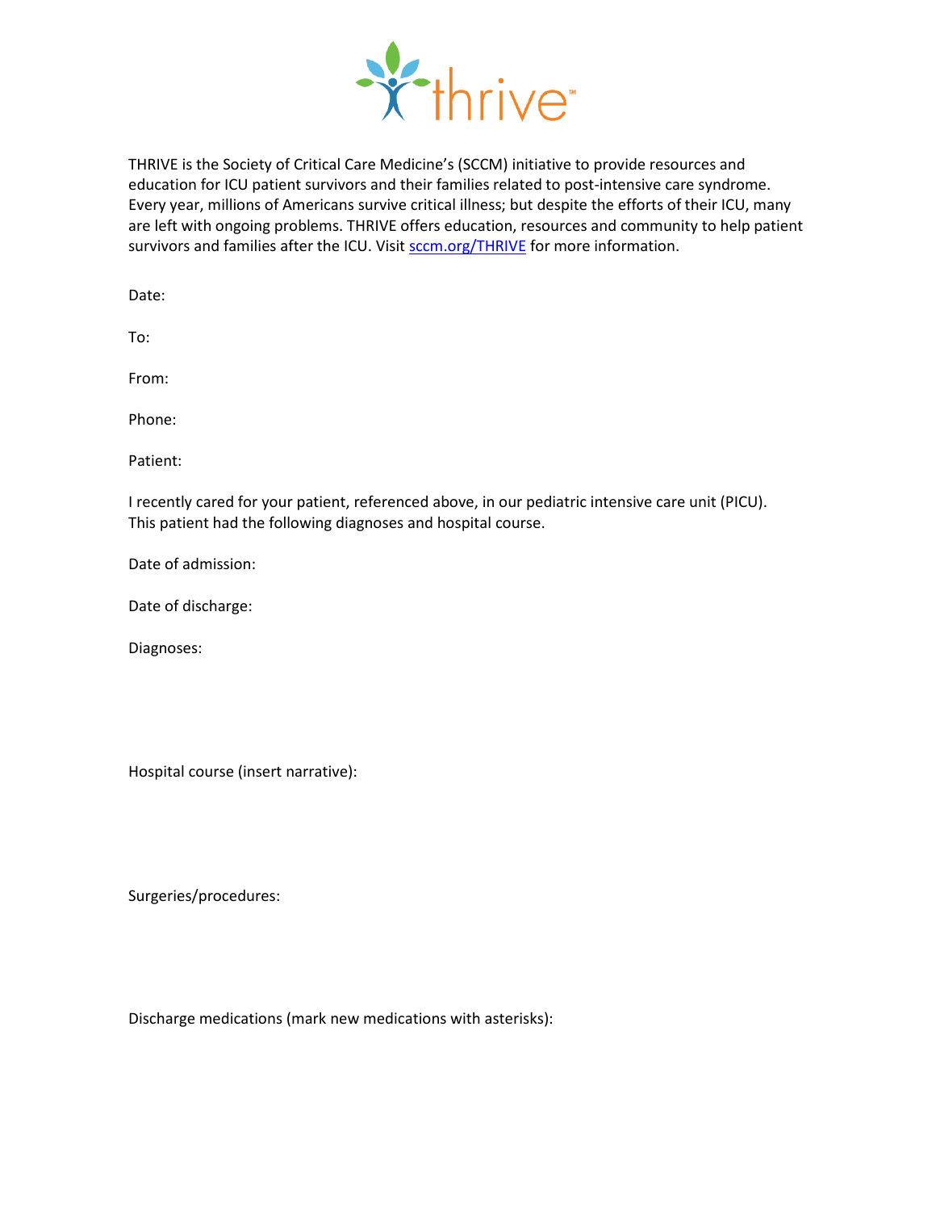thrive™

THRIVE is the Society of Critical Care Medicine's (SCCM) initiative to provide resources and education for ICU patient survivors and their families related to post-intensive care syndrome. Every year, millions of Americans survive critical illness; but despite the efforts of their ICU, many are left with ongoing problems. THRIVE offers education, resources and community to help patient survivors and families after the ICU. Visit [sccm.org/THRIVE](sccm.org/THRIVE) for more information.

Date:

To:

From:

Phone:

Patient:

I recently cared for your patient, referenced above, in our pediatric intensive care unit (PICU). This patient had the following diagnoses and hospital course.

Date of admission:

Date of discharge:

Diagnoses:

Hospital course (insert narrative):

Surgeries/procedures:

Discharge medications (mark new medications with asterisks):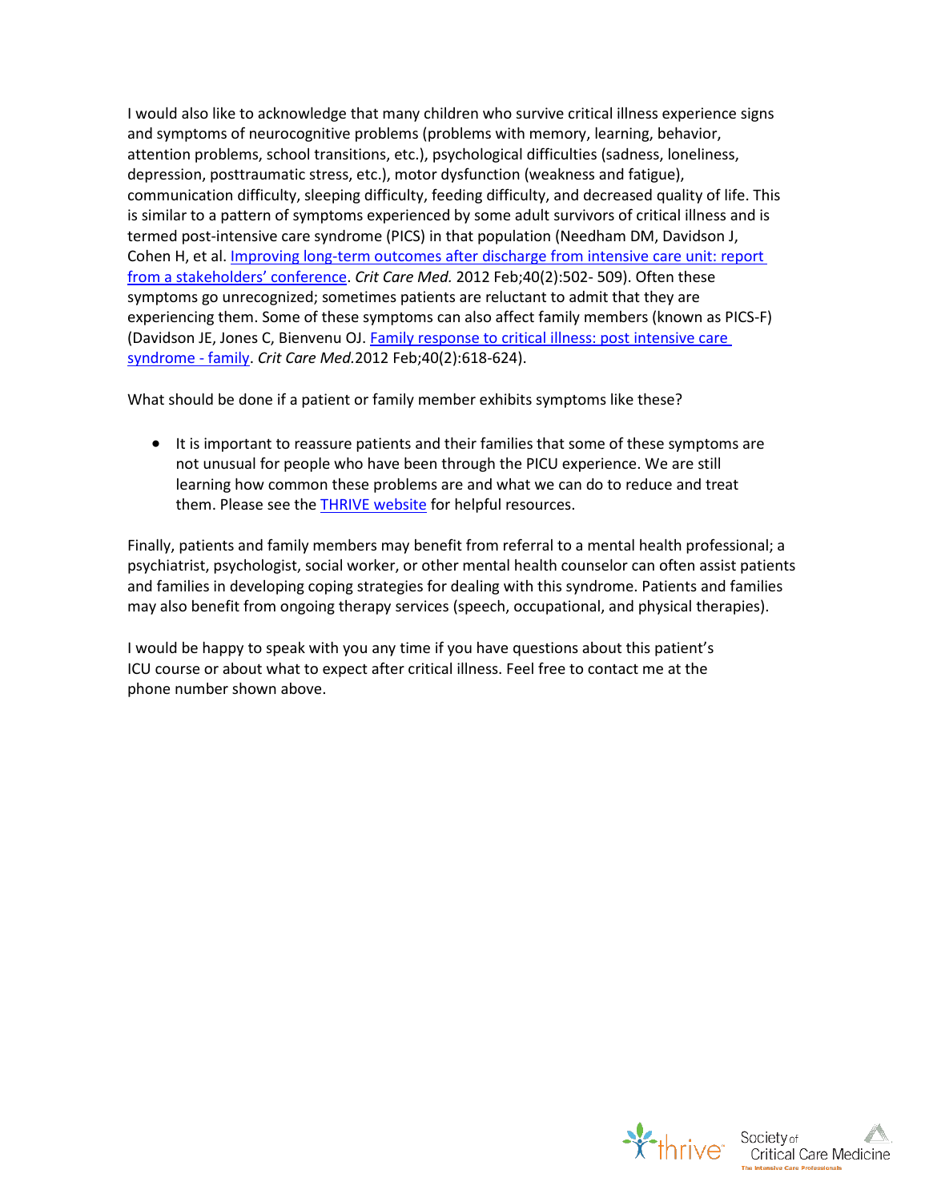I would also like to acknowledge that many children who survive critical illness experience signs and symptoms of neurocognitive problems (problems with memory, learning, behavior, attention problems, school transitions, etc.), psychological difficulties (sadness, loneliness, depression, posttraumatic stress, etc.), motor dysfunction (weakness and fatigue), communication difficulty, sleeping difficulty, feeding difficulty, and decreased quality of life. This is similar to a pattern of symptoms experienced by some adult survivors of critical illness and is termed post-intensive care syndrome (PICS) in that population (Needham DM, Davidson J, Cohen H, et al. Improving long-term outcomes after discharge from intensive care unit: report from a stakeholders' conference. *Crit Care Med.* 2012 Feb;40(2):502- 509). Often these symptoms go unrecognized; sometimes patients are reluctant to admit that they are experiencing them. Some of these symptoms can also affect family members (known as PICS-F) (Davidson JE, Jones C, Bienvenu OJ. Family response to critical illness: post intensive care syndrome - family. *Crit Care Med.*2012 Feb;40(2):618-624).

What should be done if a patient or family member exhibits symptoms like these?

- It is important to reassure patients and their families that some of these symptoms are not unusual for people who have been through the PICU experience. We are still learning how common these problems are and what we can do to reduce and treat them. Please see the THRIVE website for helpful resources.

Finally, patients and family members may benefit from referral to a mental health professional; a psychiatrist, psychologist, social worker, or other mental health counselor can often assist patients and families in developing coping strategies for dealing with this syndrome. Patients and families may also benefit from ongoing therapy services (speech, occupational, and physical therapies).

I would be happy to speak with you any time if you have questions about this patient's ICU course or about what to expect after critical illness. Feel free to contact me at the phone number shown above.